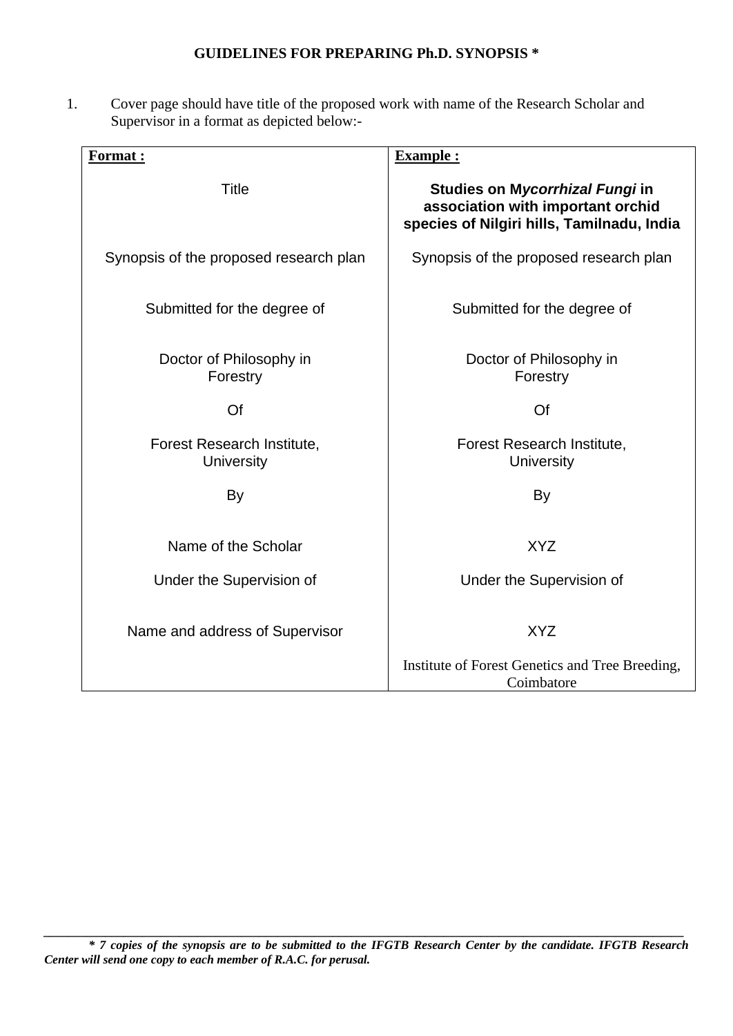**GUIDELINES FOR PREPARING Ph.D. SYNOPSIS \***

1. Cover page should have title of the proposed work with name of the Research Scholar and Supervisor in a format as depicted below:-

| **Format :** | **Example :** |
|---|---|
| Title | **Studies on M*ycorrhizal Fungi* in association with important orchid species of Nilgiri hills, Tamilnadu, India** |
| Synopsis of the proposed research plan | Synopsis of the proposed research plan |
| Submitted for the degree of | Submitted for the degree of |
| Doctor of Philosophy in Forestry | Doctor of Philosophy in Forestry |
| Of | Of |
| Forest Research Institute, University | Forest Research Institute, University |
| By | By |
| Name of the Scholar | XYZ |
| Under the Supervision of | Under the Supervision of |
| Name and address of Supervisor | XYZ |
| | Institute of Forest Genetics and Tree Breeding, Coimbatore |

***\* 7 copies of the synopsis are to be submitted to the IFGTB Research Center by the candidate. IFGTB Research Center will send one copy to each member of R.A.C. for perusal.***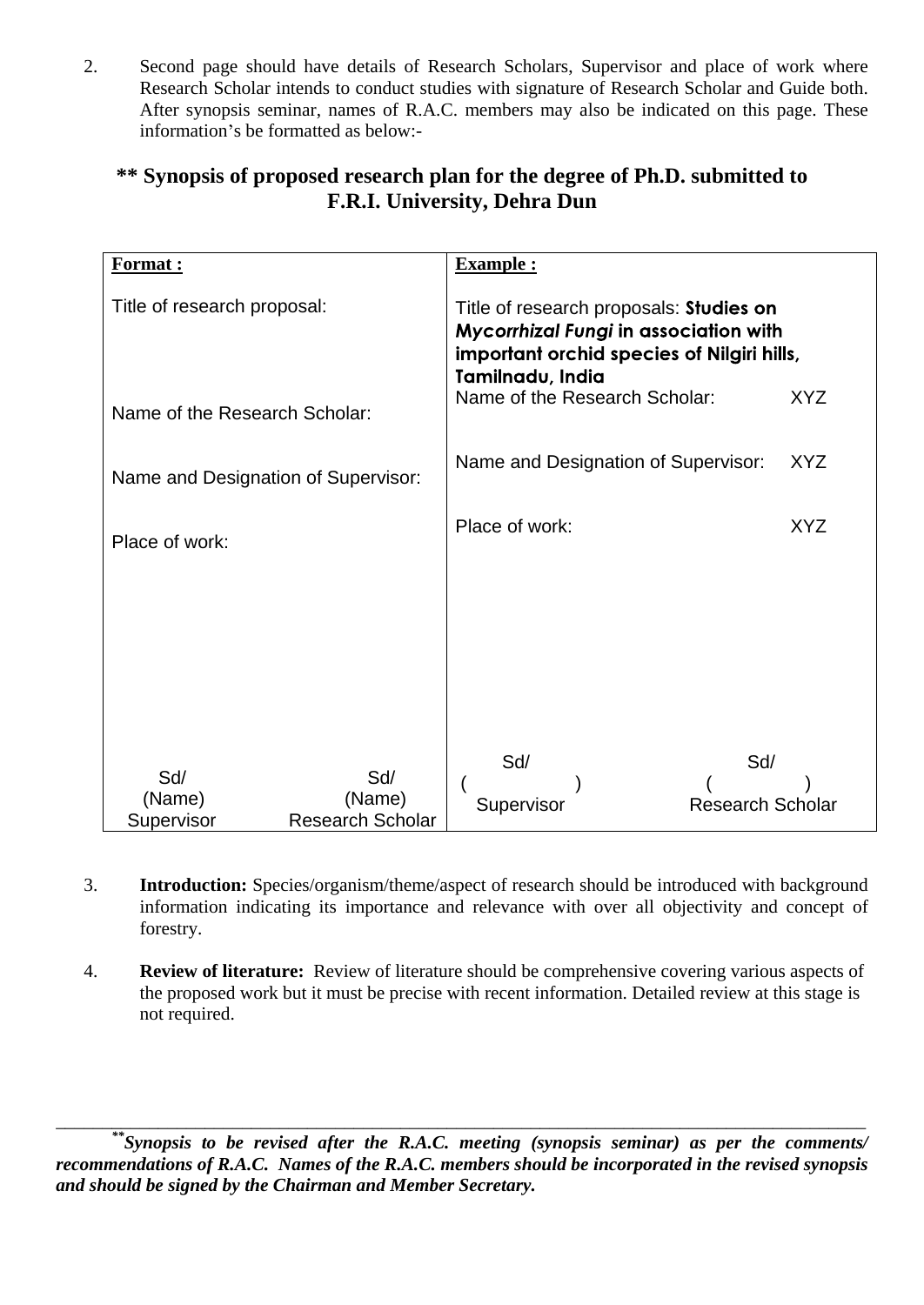2. Second page should have details of Research Scholars, Supervisor and place of work where Research Scholar intends to conduct studies with signature of Research Scholar and Guide both. After synopsis seminar, names of R.A.C. members may also be indicated on this page. These information's be formatted as below:-

## ** Synopsis of proposed research plan for the degree of Ph.D. submitted to F.R.I. University, Dehra Dun

| **Format :** | **Example :** |
|---|---|
| Title of research proposal: | Title of research proposals: **Studies on *Mycorrhizal Fungi* in association with important orchid species of Nilgiri hills, Tamilnadu, India** |
| Name of the Research Scholar: | Name of the Research Scholar: XYZ |
| Name and Designation of Supervisor: | Name and Designation of Supervisor: XYZ |
| Place of work: | Place of work: XYZ |
| Sd/ (Name) Supervisor &nbsp;&nbsp;&nbsp; Sd/ (Name) Research Scholar | Sd/ ( ) Supervisor &nbsp;&nbsp;&nbsp; Sd/ ( ) Research Scholar |

3. **Introduction:** Species/organism/theme/aspect of research should be introduced with background information indicating its importance and relevance with over all objectivity and concept of forestry.

4. **Review of literature:** Review of literature should be comprehensive covering various aspects of the proposed work but it must be precise with recent information. Detailed review at this stage is not required.

---

***Synopsis to be revised after the R.A.C. meeting (synopsis seminar) as per the comments/ recommendations of R.A.C. Names of the R.A.C. members should be incorporated in the revised synopsis and should be signed by the Chairman and Member Secretary.***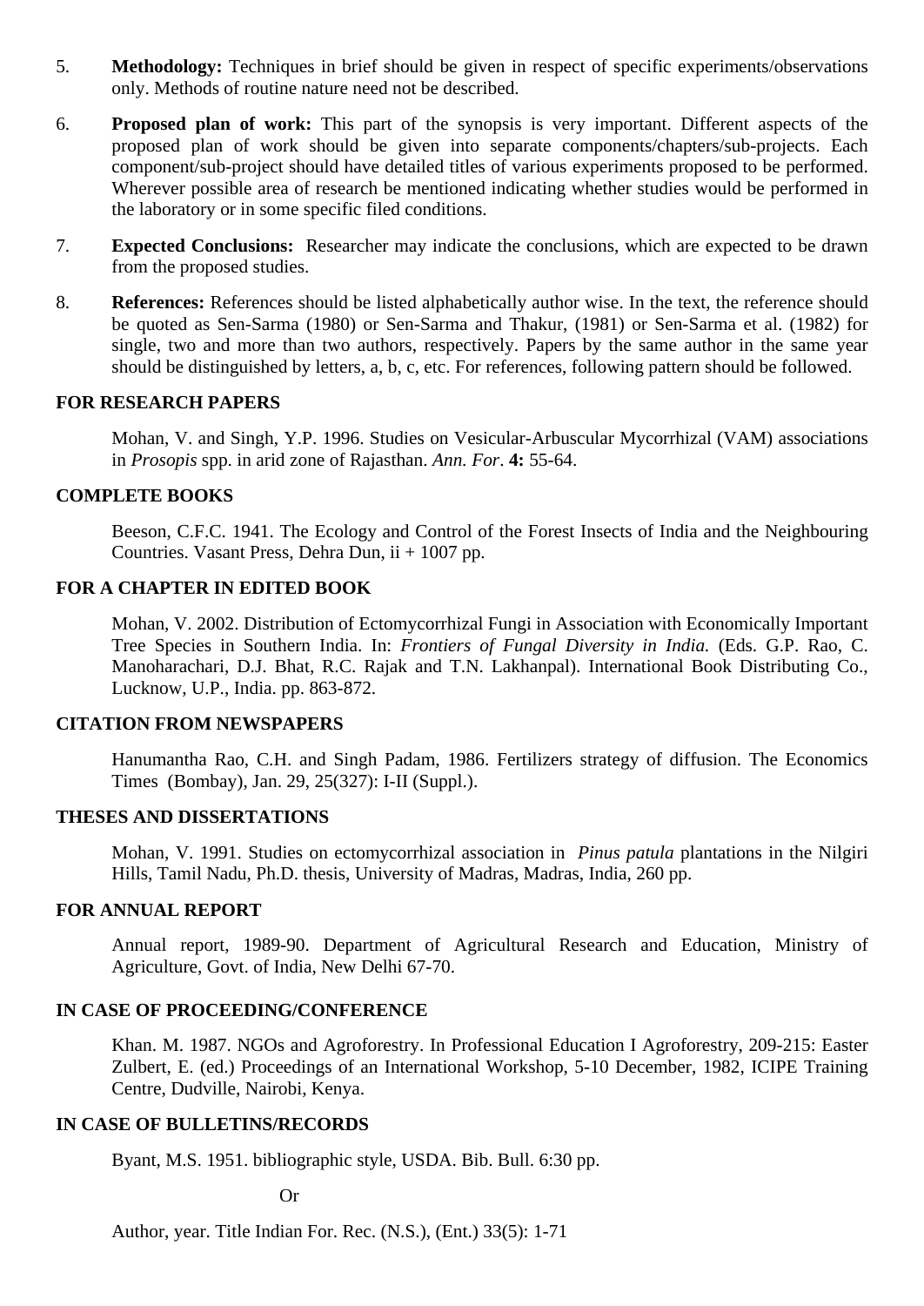5. **Methodology:** Techniques in brief should be given in respect of specific experiments/observations only. Methods of routine nature need not be described.

6. **Proposed plan of work:** This part of the synopsis is very important. Different aspects of the proposed plan of work should be given into separate components/chapters/sub-projects. Each component/sub-project should have detailed titles of various experiments proposed to be performed. Wherever possible area of research be mentioned indicating whether studies would be performed in the laboratory or in some specific filed conditions.

7. **Expected Conclusions:** Researcher may indicate the conclusions, which are expected to be drawn from the proposed studies.

8. **References:** References should be listed alphabetically author wise. In the text, the reference should be quoted as Sen-Sarma (1980) or Sen-Sarma and Thakur, (1981) or Sen-Sarma et al. (1982) for single, two and more than two authors, respectively. Papers by the same author in the same year should be distinguished by letters, a, b, c, etc. For references, following pattern should be followed.

**FOR RESEARCH PAPERS**

Mohan, V. and Singh, Y.P. 1996. Studies on Vesicular-Arbuscular Mycorrhizal (VAM) associations in *Prosopis* spp. in arid zone of Rajasthan. *Ann. For*. **4:** 55-64.

**COMPLETE BOOKS**

Beeson, C.F.C. 1941. The Ecology and Control of the Forest Insects of India and the Neighbouring Countries. Vasant Press, Dehra Dun, ii + 1007 pp.

**FOR A CHAPTER IN EDITED BOOK**

Mohan, V. 2002. Distribution of Ectomycorrhizal Fungi in Association with Economically Important Tree Species in Southern India. In: *Frontiers of Fungal Diversity in India.* (Eds. G.P. Rao, C. Manoharachari, D.J. Bhat, R.C. Rajak and T.N. Lakhanpal). International Book Distributing Co., Lucknow, U.P., India. pp. 863-872.

**CITATION FROM NEWSPAPERS**

Hanumantha Rao, C.H. and Singh Padam, 1986. Fertilizers strategy of diffusion. The Economics Times (Bombay), Jan. 29, 25(327): I-II (Suppl.).

**THESES AND DISSERTATIONS**

Mohan, V. 1991. Studies on ectomycorrhizal association in *Pinus patula* plantations in the Nilgiri Hills, Tamil Nadu, Ph.D. thesis, University of Madras, Madras, India, 260 pp.

**FOR ANNUAL REPORT**

Annual report, 1989-90. Department of Agricultural Research and Education, Ministry of Agriculture, Govt. of India, New Delhi 67-70.

**IN CASE OF PROCEEDING/CONFERENCE**

Khan. M. 1987. NGOs and Agroforestry. In Professional Education I Agroforestry, 209-215: Easter Zulbert, E. (ed.) Proceedings of an International Workshop, 5-10 December, 1982, ICIPE Training Centre, Dudville, Nairobi, Kenya.

**IN CASE OF BULLETINS/RECORDS**

Byant, M.S. 1951. bibliographic style, USDA. Bib. Bull. 6:30 pp.

Or

Author, year. Title Indian For. Rec. (N.S.), (Ent.) 33(5): 1-71